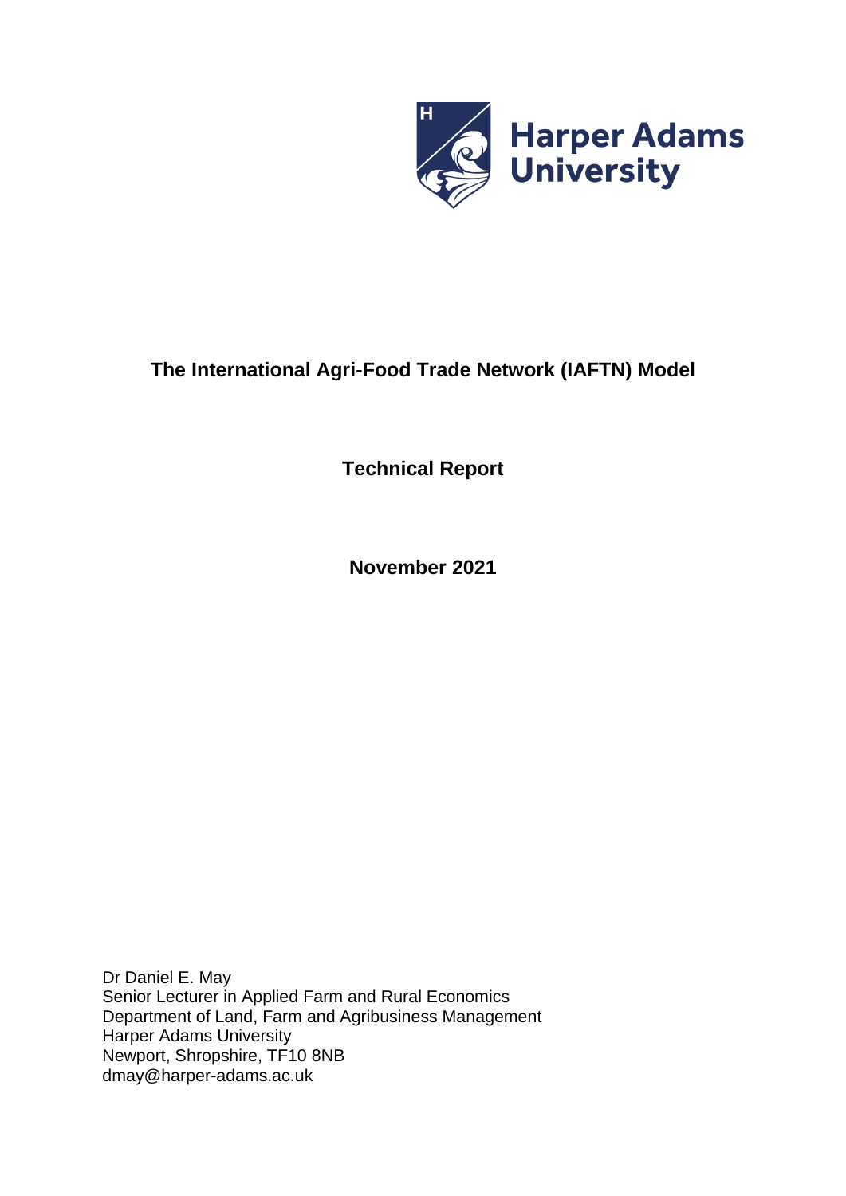Harper Adams University

# The International Agri-Food Trade Network (IAFTN) Model

## Technical Report

**November 2021**

Dr Daniel E. May  
Senior Lecturer in Applied Farm and Rural Economics  
Department of Land, Farm and Agribusiness Management  
Harper Adams University  
Newport, Shropshire, TF10 8NB  
dmay@harper-adams.ac.uk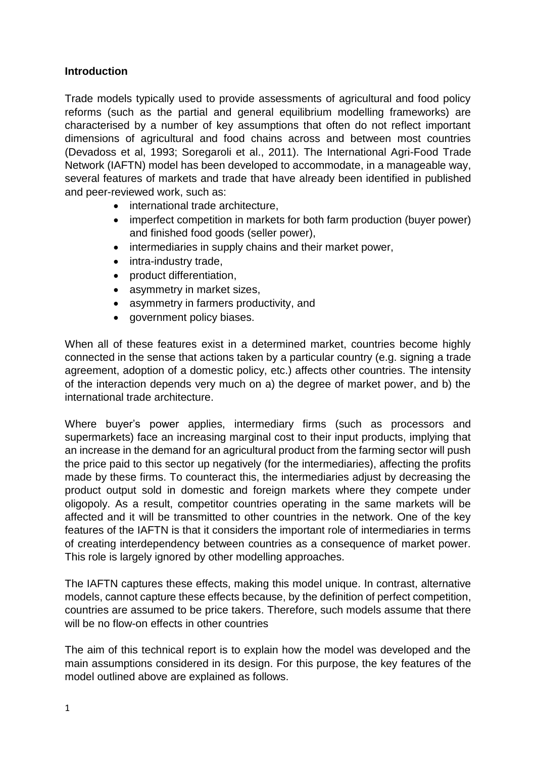**Introduction**

Trade models typically used to provide assessments of agricultural and food policy reforms (such as the partial and general equilibrium modelling frameworks) are characterised by a number of key assumptions that often do not reflect important dimensions of agricultural and food chains across and between most countries (Devadoss et al, 1993; Soregaroli et al., 2011). The International Agri-Food Trade Network (IAFTN) model has been developed to accommodate, in a manageable way, several features of markets and trade that have already been identified in published and peer-reviewed work, such as:

- international trade architecture,
- imperfect competition in markets for both farm production (buyer power) and finished food goods (seller power),
- intermediaries in supply chains and their market power,
- intra-industry trade,
- product differentiation,
- asymmetry in market sizes,
- asymmetry in farmers productivity, and
- government policy biases.

When all of these features exist in a determined market, countries become highly connected in the sense that actions taken by a particular country (e.g. signing a trade agreement, adoption of a domestic policy, etc.) affects other countries. The intensity of the interaction depends very much on a) the degree of market power, and b) the international trade architecture.

Where buyer's power applies, intermediary firms (such as processors and supermarkets) face an increasing marginal cost to their input products, implying that an increase in the demand for an agricultural product from the farming sector will push the price paid to this sector up negatively (for the intermediaries), affecting the profits made by these firms. To counteract this, the intermediaries adjust by decreasing the product output sold in domestic and foreign markets where they compete under oligopoly. As a result, competitor countries operating in the same markets will be affected and it will be transmitted to other countries in the network. One of the key features of the IAFTN is that it considers the important role of intermediaries in terms of creating interdependency between countries as a consequence of market power. This role is largely ignored by other modelling approaches.

The IAFTN captures these effects, making this model unique. In contrast, alternative models, cannot capture these effects because, by the definition of perfect competition, countries are assumed to be price takers. Therefore, such models assume that there will be no flow-on effects in other countries

The aim of this technical report is to explain how the model was developed and the main assumptions considered in its design. For this purpose, the key features of the model outlined above are explained as follows.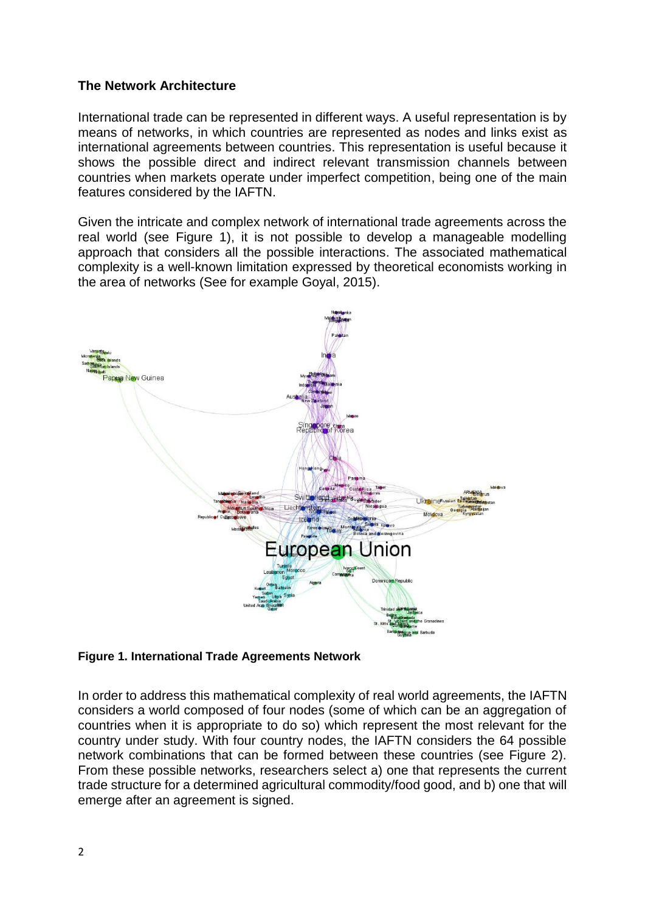**The Network Architecture**

International trade can be represented in different ways. A useful representation is by means of networks, in which countries are represented as nodes and links exist as international agreements between countries. This representation is useful because it shows the possible direct and indirect relevant transmission channels between countries when markets operate under imperfect competition, being one of the main features considered by the IAFTN.

Given the intricate and complex network of international trade agreements across the real world (see Figure 1), it is not possible to develop a manageable modelling approach that considers all the possible interactions. The associated mathematical complexity is a well-known limitation expressed by theoretical economists working in the area of networks (See for example Goyal, 2015).

**Figure 1. International Trade Agreements Network**

In order to address this mathematical complexity of real world agreements, the IAFTN considers a world composed of four nodes (some of which can be an aggregation of countries when it is appropriate to do so) which represent the most relevant for the country under study. With four country nodes, the IAFTN considers the 64 possible network combinations that can be formed between these countries (see Figure 2). From these possible networks, researchers select a) one that represents the current trade structure for a determined agricultural commodity/food good, and b) one that will emerge after an agreement is signed.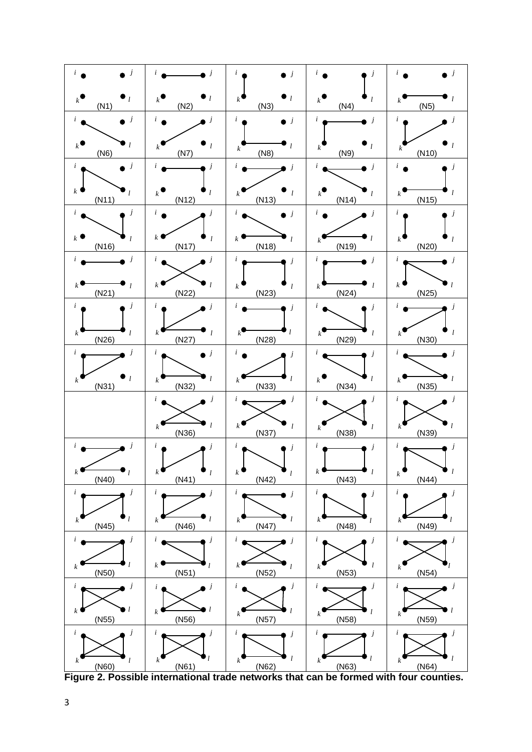**Figure 2. Possible international trade networks that can be formed with four counties.**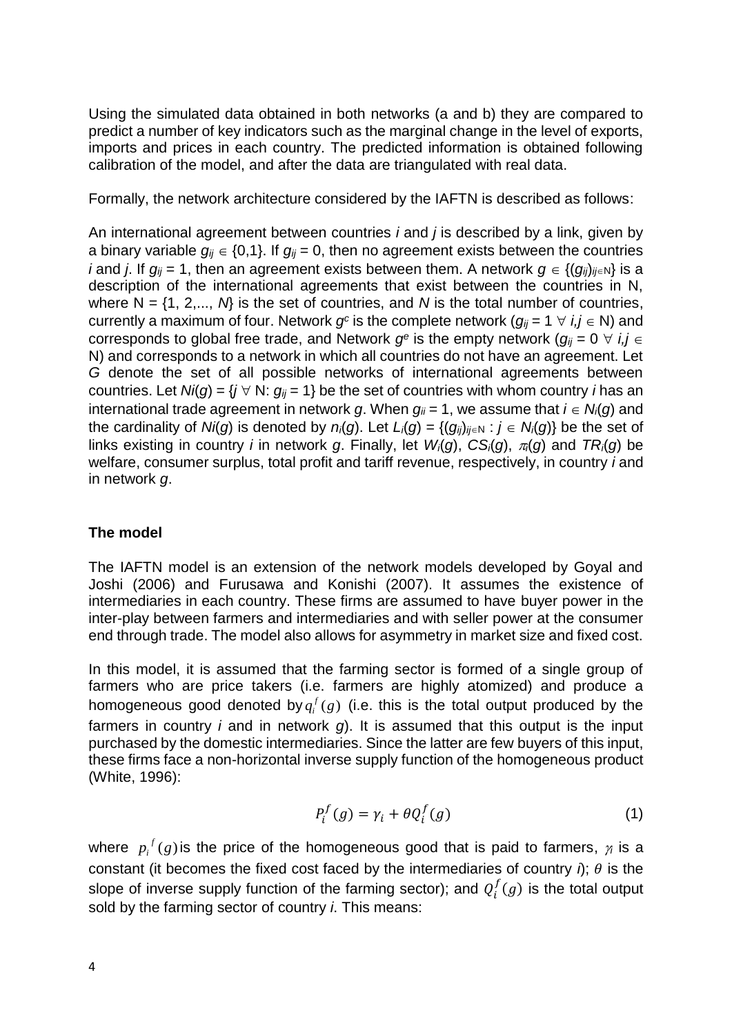Using the simulated data obtained in both networks (a and b) they are compared to predict a number of key indicators such as the marginal change in the level of exports, imports and prices in each country. The predicted information is obtained following calibration of the model, and after the data are triangulated with real data.

Formally, the network architecture considered by the IAFTN is described as follows:

An international agreement between countries $i$ and $j$ is described by a link, given by a binary variable $g_{ij} \in \{0,1\}$. If $g_{ij} = 0$, then no agreement exists between the countries $i$ and $j$. If $g_{ij} = 1$, then an agreement exists between them. A network $g \in \{(g_{ij})_{ij \in \mathrm{N}}\}$ is a description of the international agreements that exist between the countries in N, where $\mathrm{N} = \{1, 2,..., N\}$ is the set of countries, and $N$ is the total number of countries, currently a maximum of four. Network $g^c$ is the complete network ($g_{ij} = 1 \; \forall \; i,j \in \mathrm{N}$) and corresponds to global free trade, and Network $g^e$ is the empty network ($g_{ij} = 0 \; \forall \; i,j \in \mathrm{N}$) and corresponds to a network in which all countries do not have an agreement. Let $G$ denote the set of all possible networks of international agreements between countries. Let $Ni(g) = \{j \; \forall \; \mathrm{N}: g_{ij} = 1\}$ be the set of countries with whom country $i$ has an international trade agreement in network $g$. When $g_{ii} = 1$, we assume that $i \in N_i(g)$ and the cardinality of $Ni(g)$ is denoted by $n_i(g)$. Let $L_i(g) = \{(g_{ij})_{ij \in \mathrm{N}} : j \in N_i(g)\}$ be the set of links existing in country $i$ in network $g$. Finally, let $W_i(g)$, $CS_i(g)$, $\pi_i(g)$ and $TR_i(g)$ be welfare, consumer surplus, total profit and tariff revenue, respectively, in country $i$ and in network $g$.

## The model

The IAFTN model is an extension of the network models developed by Goyal and Joshi (2006) and Furusawa and Konishi (2007). It assumes the existence of intermediaries in each country. These firms are assumed to have buyer power in the inter-play between farmers and intermediaries and with seller power at the consumer end through trade. The model also allows for asymmetry in market size and fixed cost.

In this model, it is assumed that the farming sector is formed of a single group of farmers who are price takers (i.e. farmers are highly atomized) and produce a homogeneous good denoted by $q_i^f(g)$ (i.e. this is the total output produced by the farmers in country $i$ and in network $g$). It is assumed that this output is the input purchased by the domestic intermediaries. Since the latter are few buyers of this input, these firms face a non-horizontal inverse supply function of the homogeneous product (White, 1996):

$$P_i^f(g) = \gamma_i + \theta Q_i^f(g) \qquad (1)$$

where $p_i^f(g)$ is the price of the homogeneous good that is paid to farmers, $\gamma_i$ is a constant (it becomes the fixed cost faced by the intermediaries of country $i$); $\theta$ is the slope of inverse supply function of the farming sector); and $Q_i^f(g)$ is the total output sold by the farming sector of country $i$. This means: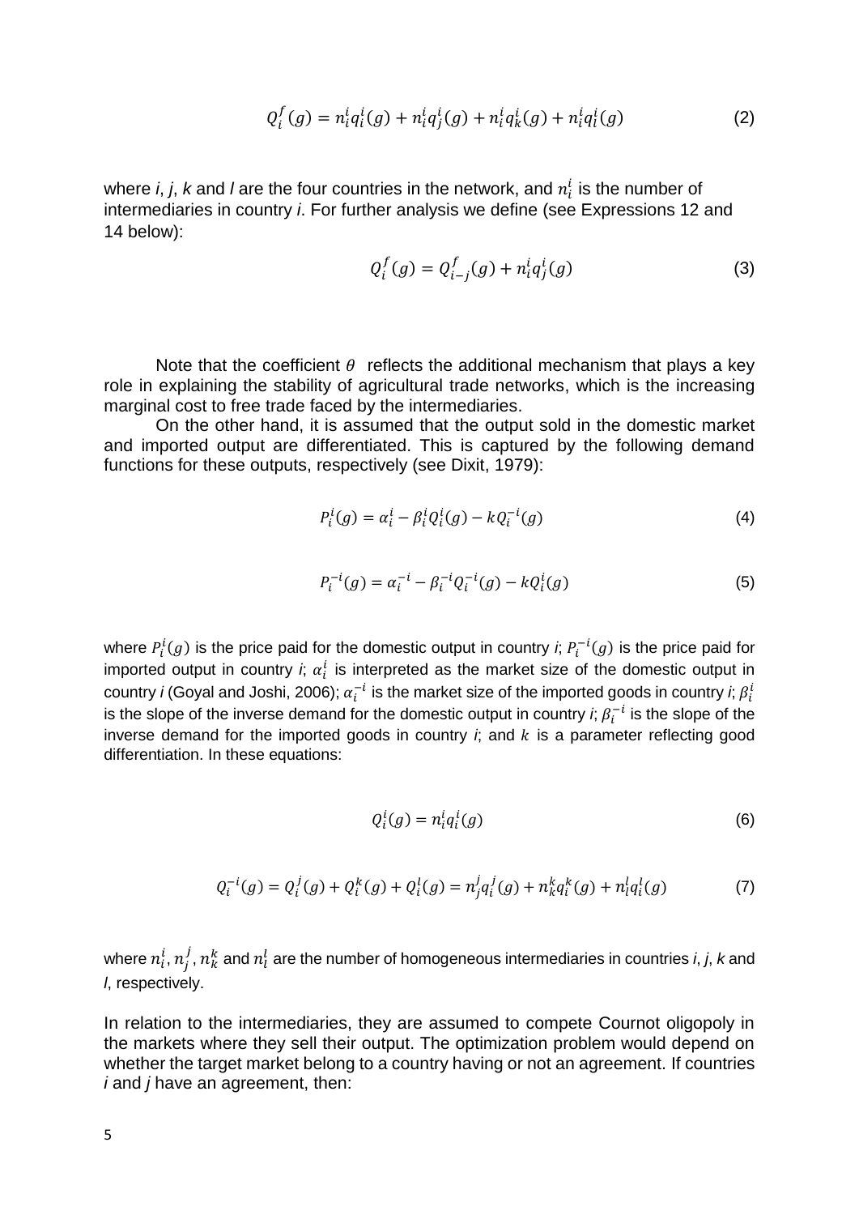$$Q_i^f(g) = n_i^i q_i^i(g) + n_i^i q_j^i(g) + n_i^i q_k^i(g) + n_i^i q_l^i(g) \tag{2}$$

where *i*, *j*, *k* and *l* are the four countries in the network, and $n_i^i$ is the number of intermediaries in country *i*. For further analysis we define (see Expressions 12 and 14 below):

$$Q_i^f(g) = Q_{i-j}^f(g) + n_i^i q_j^i(g) \tag{3}$$

Note that the coefficient $\theta$ reflects the additional mechanism that plays a key role in explaining the stability of agricultural trade networks, which is the increasing marginal cost to free trade faced by the intermediaries.

On the other hand, it is assumed that the output sold in the domestic market and imported output are differentiated. This is captured by the following demand functions for these outputs, respectively (see Dixit, 1979):

$$P_i^i(g) = \alpha_i^i - \beta_i^i Q_i^i(g) - k Q_i^{-i}(g) \tag{4}$$

$$P_i^{-i}(g) = \alpha_i^{-i} - \beta_i^{-i} Q_i^{-i}(g) - k Q_i^i(g) \tag{5}$$

where $P_i^i(g)$ is the price paid for the domestic output in country *i*; $P_i^{-i}(g)$ is the price paid for imported output in country *i*; $\alpha_i^i$ is interpreted as the market size of the domestic output in country *i* (Goyal and Joshi, 2006); $\alpha_i^{-i}$ is the market size of the imported goods in country *i*; $\beta_i^i$ is the slope of the inverse demand for the domestic output in country *i*; $\beta_i^{-i}$ is the slope of the inverse demand for the imported goods in country *i*; and $k$ is a parameter reflecting good differentiation. In these equations:

$$Q_i^i(g) = n_i^i q_i^i(g) \tag{6}$$

$$Q_i^{-i}(g) = Q_i^j(g) + Q_i^k(g) + Q_i^l(g) = n_j^j q_i^j(g) + n_k^k q_i^k(g) + n_l^l q_i^l(g) \tag{7}$$

where $n_i^i, n_j^j, n_k^k$ and $n_l^l$ are the number of homogeneous intermediaries in countries *i*, *j*, *k* and *l*, respectively.

In relation to the intermediaries, they are assumed to compete Cournot oligopoly in the markets where they sell their output. The optimization problem would depend on whether the target market belong to a country having or not an agreement. If countries *i* and *j* have an agreement, then: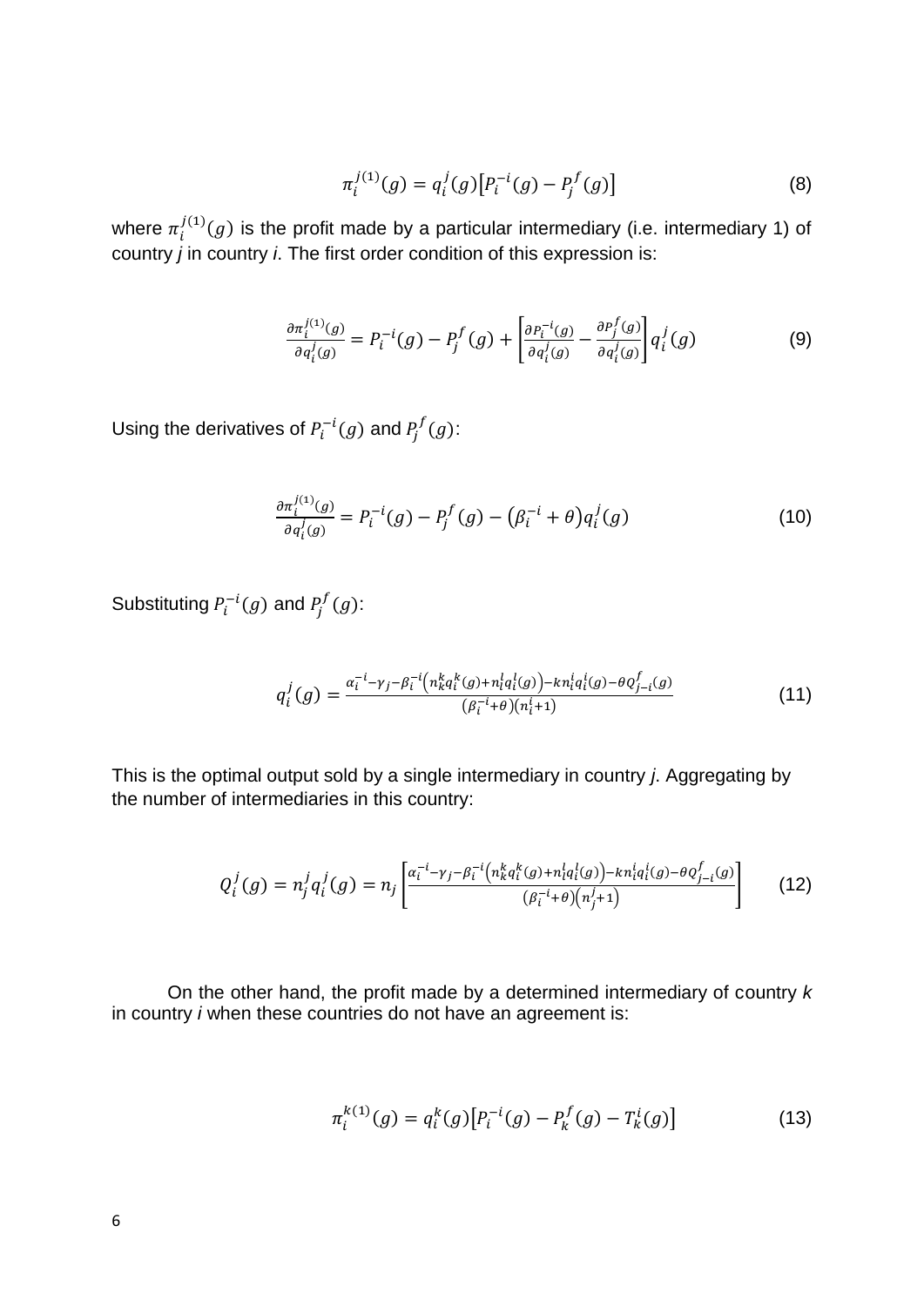$$\pi_i^{j(1)}(g) = q_i^j(g)\left[P_i^{-i}(g) - P_j^f(g)\right] \tag{8}$$

where $\pi_i^{j(1)}(g)$ is the profit made by a particular intermediary (i.e. intermediary 1) of country *j* in country *i*. The first order condition of this expression is:

$$\frac{\partial \pi_i^{j(1)}(g)}{\partial q_i^j(g)} = P_i^{-i}(g) - P_j^f(g) + \left[\frac{\partial P_i^{-i}(g)}{\partial q_i^j(g)} - \frac{\partial P_j^f(g)}{\partial q_i^j(g)}\right] q_i^j(g) \tag{9}$$

Using the derivatives of $P_i^{-i}(g)$ and $P_j^f(g)$:

$$\frac{\partial \pi_i^{j(1)}(g)}{\partial q_i^j(g)} = P_i^{-i}(g) - P_j^f(g) - \left(\beta_i^{-i} + \theta\right) q_i^j(g) \tag{10}$$

Substituting $P_i^{-i}(g)$ and $P_j^f(g)$:

$$q_i^j(g) = \frac{\alpha_i^{-i} - \gamma_j - \beta_i^{-i}\left(n_k^k q_i^k(g) + n_l^l q_i^l(g)\right) - k n_i^i q_i^i(g) - \theta Q_{j-i}^f(g)}{\left(\beta_i^{-i} + \theta\right)\left(n_i^i + 1\right)} \tag{11}$$

This is the optimal output sold by a single intermediary in country *j*. Aggregating by the number of intermediaries in this country:

$$Q_i^j(g) = n_j^j q_i^j(g) = n_j \left[\frac{\alpha_i^{-i} - \gamma_j - \beta_i^{-i}\left(n_k^k q_i^k(g) + n_l^l q_i^l(g)\right) - k n_i^i q_i^i(g) - \theta Q_{j-i}^f(g)}{\left(\beta_i^{-i} + \theta\right)\left(n_j^j + 1\right)}\right] \tag{12}$$

On the other hand, the profit made by a determined intermediary of country *k* in country *i* when these countries do not have an agreement is:

$$\pi_i^{k(1)}(g) = q_i^k(g)\left[P_i^{-i}(g) - P_k^f(g) - T_k^i(g)\right] \tag{13}$$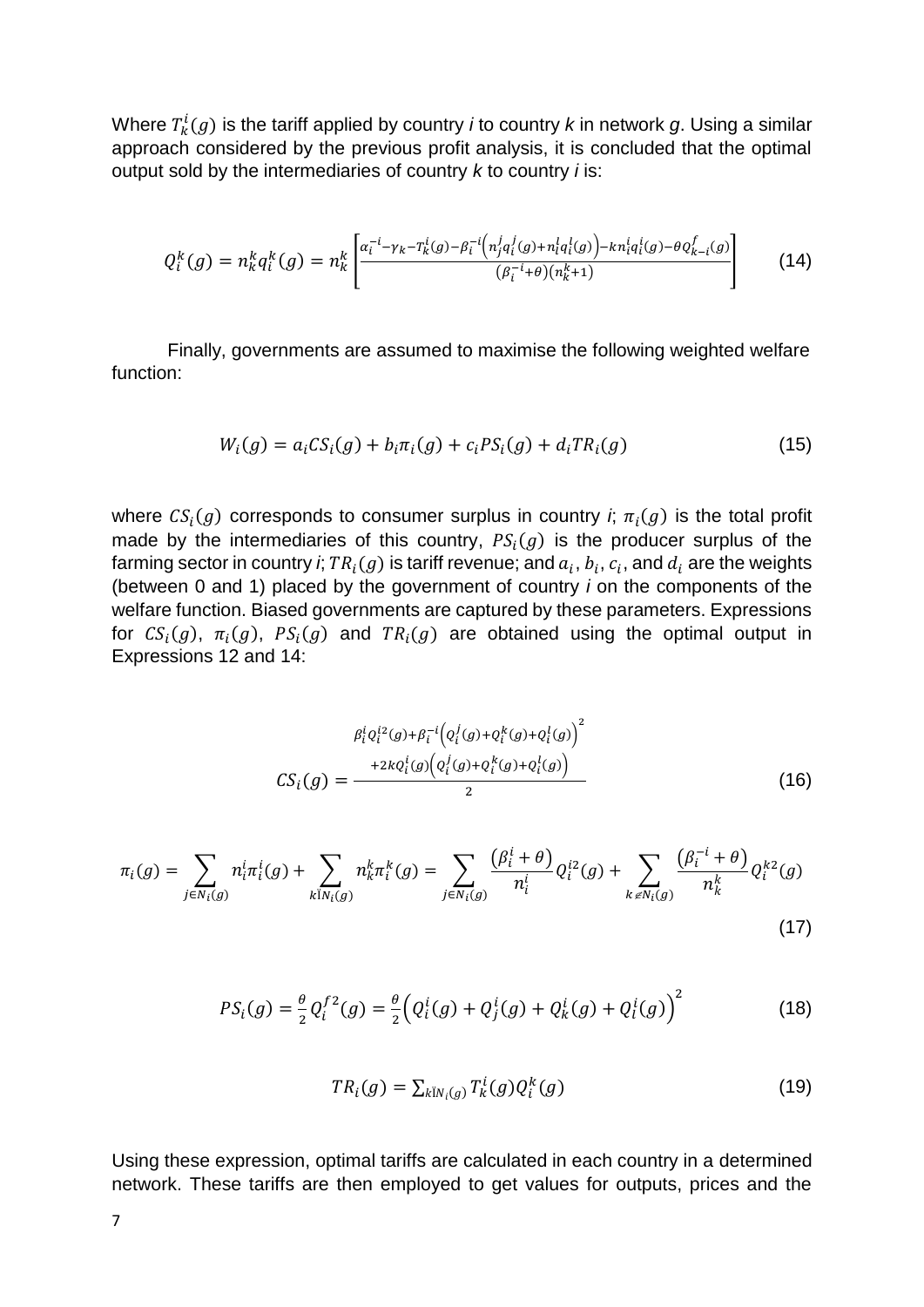Where $T_k^i(g)$ is the tariff applied by country *i* to country *k* in network *g*. Using a similar approach considered by the previous profit analysis, it is concluded that the optimal output sold by the intermediaries of country *k* to country *i* is:

$$Q_i^k(g) = n_k^k q_i^k(g) = n_k^k \left[ \frac{\alpha_i^{-i} - \gamma_k - T_k^i(g) - \beta_i^{-i}\left(n_j^j q_i^j(g) + n_l^l q_i^l(g)\right) - k n_i^i q_i^i(g) - \theta Q_{k-i}^f(g)}{(\beta_i^{-i} + \theta)(n_k^k + 1)} \right] \tag{14}$$

Finally, governments are assumed to maximise the following weighted welfare function:

$$W_i(g) = a_i CS_i(g) + b_i \pi_i(g) + c_i PS_i(g) + d_i TR_i(g) \tag{15}$$

where $CS_i(g)$ corresponds to consumer surplus in country *i*; $\pi_i(g)$ is the total profit made by the intermediaries of this country, $PS_i(g)$ is the producer surplus of the farming sector in country *i*; $TR_i(g)$ is tariff revenue; and $a_i$, $b_i$, $c_i$, and $d_i$ are the weights (between 0 and 1) placed by the government of country *i* on the components of the welfare function. Biased governments are captured by these parameters. Expressions for $CS_i(g)$, $\pi_i(g)$, $PS_i(g)$ and $TR_i(g)$ are obtained using the optimal output in Expressions 12 and 14:

$$CS_i(g) = \frac{\beta_i^i Q_i^{i2}(g) + \beta_i^{-i}\left(Q_i^j(g) + Q_i^k(g) + Q_i^l(g)\right)^2 + 2k Q_i^i(g)\left(Q_i^j(g) + Q_i^k(g) + Q_i^l(g)\right)}{2} \tag{16}$$

$$\pi_i(g) = \sum_{j \in N_i(g)} n_i^i \pi_i^i(g) + \sum_{k \notin N_i(g)} n_k^k \pi_i^k(g) = \sum_{j \in N_i(g)} \frac{\left(\beta_i^i + \theta\right)}{n_i^i} Q_i^{i2}(g) + \sum_{k \notin N_i(g)} \frac{\left(\beta_i^{-i} + \theta\right)}{n_k^k} Q_i^{k2}(g) \tag{17}$$

$$PS_i(g) = \frac{\theta}{2} Q_i^{f2}(g) = \frac{\theta}{2}\left(Q_i^i(g) + Q_j^i(g) + Q_k^i(g) + Q_l^i(g)\right)^2 \tag{18}$$

$$TR_i(g) = \sum_{k \notin N_i(g)} T_k^i(g) Q_i^k(g) \tag{19}$$

Using these expression, optimal tariffs are calculated in each country in a determined network. These tariffs are then employed to get values for outputs, prices and the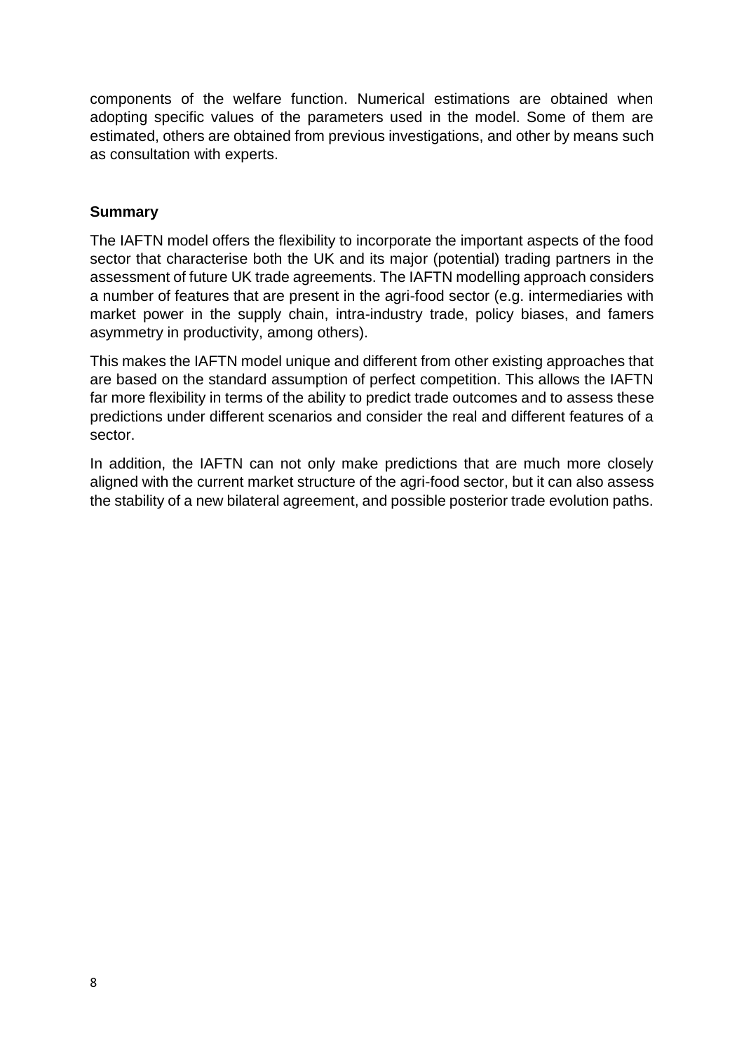components of the welfare function. Numerical estimations are obtained when adopting specific values of the parameters used in the model. Some of them are estimated, others are obtained from previous investigations, and other by means such as consultation with experts.

**Summary**

The IAFTN model offers the flexibility to incorporate the important aspects of the food sector that characterise both the UK and its major (potential) trading partners in the assessment of future UK trade agreements. The IAFTN modelling approach considers a number of features that are present in the agri-food sector (e.g. intermediaries with market power in the supply chain, intra-industry trade, policy biases, and famers asymmetry in productivity, among others).

This makes the IAFTN model unique and different from other existing approaches that are based on the standard assumption of perfect competition. This allows the IAFTN far more flexibility in terms of the ability to predict trade outcomes and to assess these predictions under different scenarios and consider the real and different features of a sector.

In addition, the IAFTN can not only make predictions that are much more closely aligned with the current market structure of the agri-food sector, but it can also assess the stability of a new bilateral agreement, and possible posterior trade evolution paths.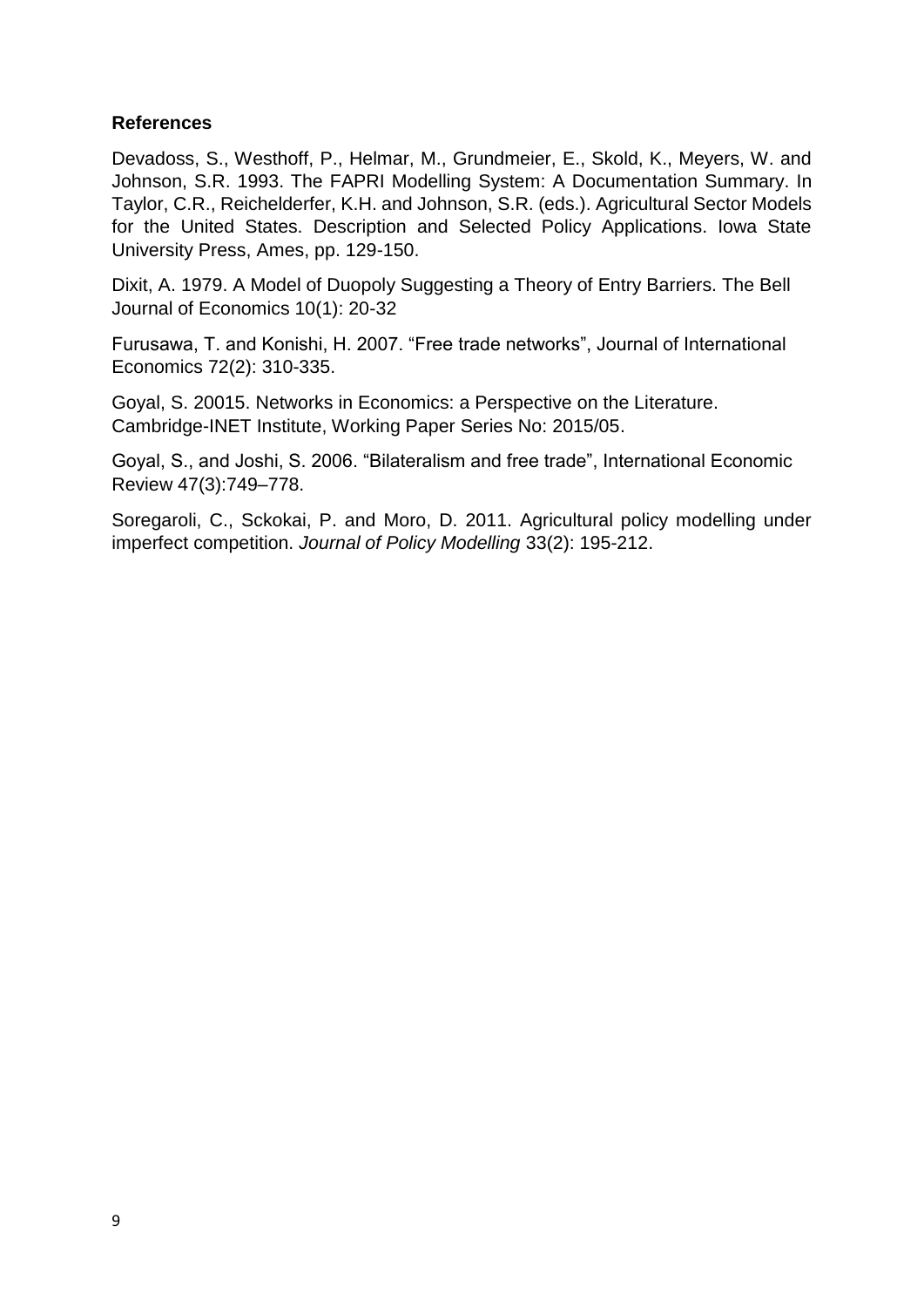**References**

Devadoss, S., Westhoff, P., Helmar, M., Grundmeier, E., Skold, K., Meyers, W. and Johnson, S.R. 1993. The FAPRI Modelling System: A Documentation Summary. In Taylor, C.R., Reichelderfer, K.H. and Johnson, S.R. (eds.). Agricultural Sector Models for the United States. Description and Selected Policy Applications. Iowa State University Press, Ames, pp. 129-150.

Dixit, A. 1979. A Model of Duopoly Suggesting a Theory of Entry Barriers. The Bell Journal of Economics 10(1): 20-32

Furusawa, T. and Konishi, H. 2007. "Free trade networks", Journal of International Economics 72(2): 310-335.

Goyal, S. 20015. Networks in Economics: a Perspective on the Literature. Cambridge-INET Institute, Working Paper Series No: 2015/05.

Goyal, S., and Joshi, S. 2006. "Bilateralism and free trade", International Economic Review 47(3):749–778.

Soregaroli, C., Sckokai, P. and Moro, D. 2011. Agricultural policy modelling under imperfect competition. *Journal of Policy Modelling* 33(2): 195-212.